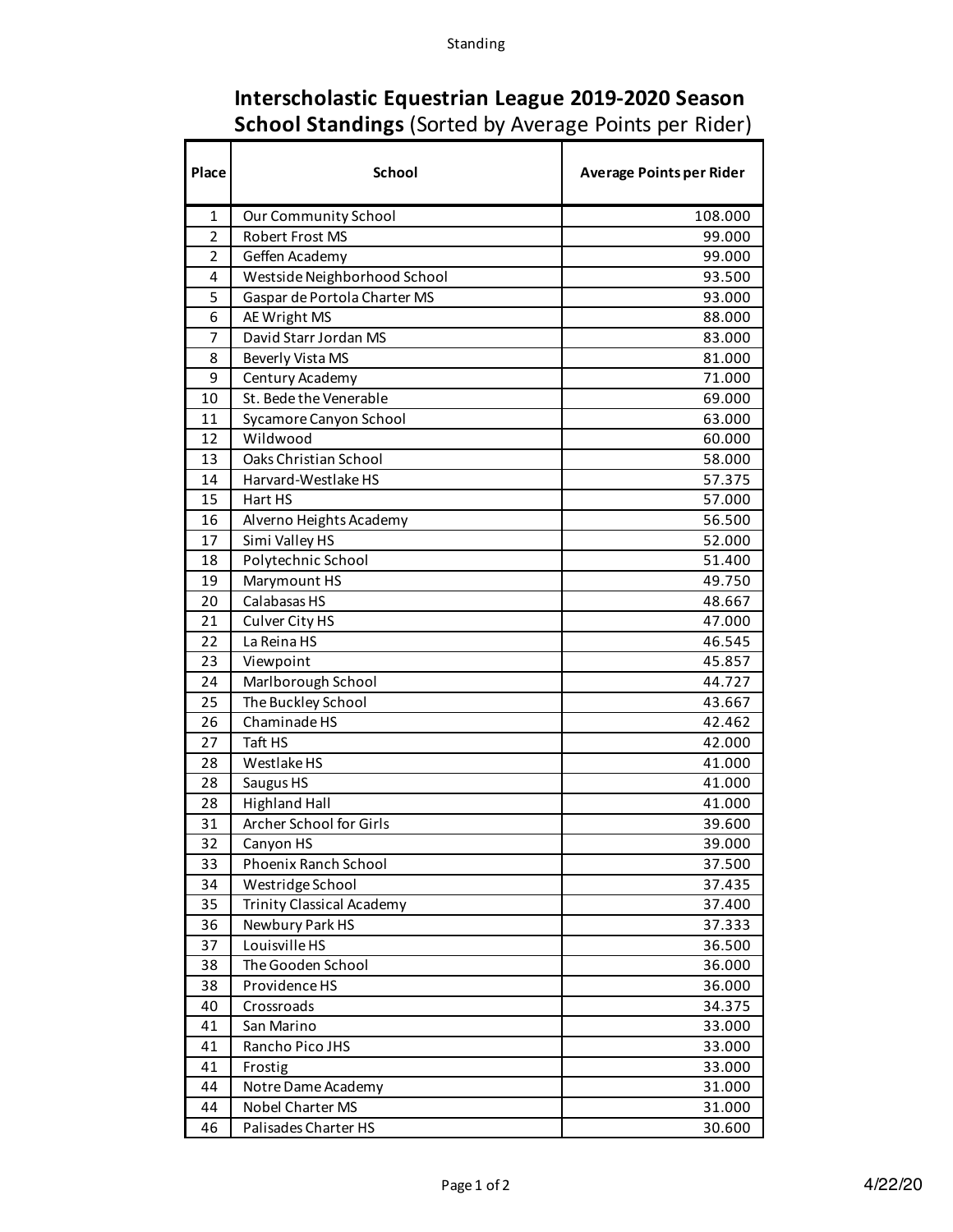# Interscholastic Equestrian League 2019-2020 Season

## **School Standings** (Sorted by Average Points per Rider)

| Place | School | Average Points per Rider |
|---|---|---|
| 1 | Our Community School | 108.000 |
| 2 | Robert Frost MS | 99.000 |
| 2 | Geffen Academy | 99.000 |
| 4 | Westside Neighborhood School | 93.500 |
| 5 | Gaspar de Portola Charter MS | 93.000 |
| 6 | AE Wright MS | 88.000 |
| 7 | David Starr Jordan MS | 83.000 |
| 8 | Beverly Vista MS | 81.000 |
| 9 | Century Academy | 71.000 |
| 10 | St. Bede the Venerable | 69.000 |
| 11 | Sycamore Canyon School | 63.000 |
| 12 | Wildwood | 60.000 |
| 13 | Oaks Christian School | 58.000 |
| 14 | Harvard-Westlake HS | 57.375 |
| 15 | Hart HS | 57.000 |
| 16 | Alverno Heights Academy | 56.500 |
| 17 | Simi Valley HS | 52.000 |
| 18 | Polytechnic School | 51.400 |
| 19 | Marymount HS | 49.750 |
| 20 | Calabasas HS | 48.667 |
| 21 | Culver City HS | 47.000 |
| 22 | La Reina HS | 46.545 |
| 23 | Viewpoint | 45.857 |
| 24 | Marlborough School | 44.727 |
| 25 | The Buckley School | 43.667 |
| 26 | Chaminade HS | 42.462 |
| 27 | Taft HS | 42.000 |
| 28 | Westlake HS | 41.000 |
| 28 | Saugus HS | 41.000 |
| 28 | Highland Hall | 41.000 |
| 31 | Archer School for Girls | 39.600 |
| 32 | Canyon HS | 39.000 |
| 33 | Phoenix Ranch School | 37.500 |
| 34 | Westridge School | 37.435 |
| 35 | Trinity Classical Academy | 37.400 |
| 36 | Newbury Park HS | 37.333 |
| 37 | Louisville HS | 36.500 |
| 38 | The Gooden School | 36.000 |
| 38 | Providence HS | 36.000 |
| 40 | Crossroads | 34.375 |
| 41 | San Marino | 33.000 |
| 41 | Rancho Pico JHS | 33.000 |
| 41 | Frostig | 33.000 |
| 44 | Notre Dame Academy | 31.000 |
| 44 | Nobel Charter MS | 31.000 |
| 46 | Palisades Charter HS | 30.600 |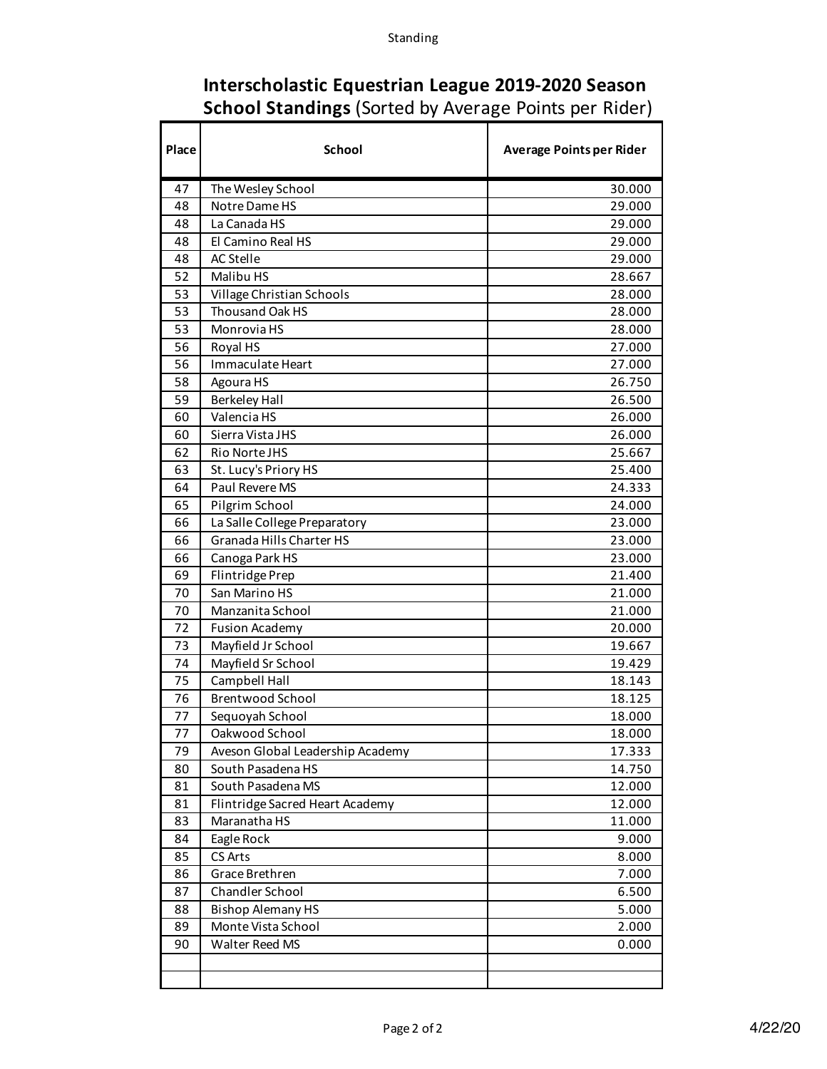## Interscholastic Equestrian League 2019-2020 Season

**School Standings** (Sorted by Average Points per Rider)

| Place | School | Average Points per Rider |
|---|---|---|
| 47 | The Wesley School | 30.000 |
| 48 | Notre Dame HS | 29.000 |
| 48 | La Canada HS | 29.000 |
| 48 | El Camino Real HS | 29.000 |
| 48 | AC Stelle | 29.000 |
| 52 | Malibu HS | 28.667 |
| 53 | Village Christian Schools | 28.000 |
| 53 | Thousand Oak HS | 28.000 |
| 53 | Monrovia HS | 28.000 |
| 56 | Royal HS | 27.000 |
| 56 | Immaculate Heart | 27.000 |
| 58 | Agoura HS | 26.750 |
| 59 | Berkeley Hall | 26.500 |
| 60 | Valencia HS | 26.000 |
| 60 | Sierra Vista JHS | 26.000 |
| 62 | Rio Norte JHS | 25.667 |
| 63 | St. Lucy's Priory HS | 25.400 |
| 64 | Paul Revere MS | 24.333 |
| 65 | Pilgrim School | 24.000 |
| 66 | La Salle College Preparatory | 23.000 |
| 66 | Granada Hills Charter HS | 23.000 |
| 66 | Canoga Park HS | 23.000 |
| 69 | Flintridge Prep | 21.400 |
| 70 | San Marino HS | 21.000 |
| 70 | Manzanita School | 21.000 |
| 72 | Fusion Academy | 20.000 |
| 73 | Mayfield Jr School | 19.667 |
| 74 | Mayfield Sr School | 19.429 |
| 75 | Campbell Hall | 18.143 |
| 76 | Brentwood School | 18.125 |
| 77 | Sequoyah School | 18.000 |
| 77 | Oakwood School | 18.000 |
| 79 | Aveson Global Leadership Academy | 17.333 |
| 80 | South Pasadena HS | 14.750 |
| 81 | South Pasadena MS | 12.000 |
| 81 | Flintridge Sacred Heart Academy | 12.000 |
| 83 | Maranatha HS | 11.000 |
| 84 | Eagle Rock | 9.000 |
| 85 | CS Arts | 8.000 |
| 86 | Grace Brethren | 7.000 |
| 87 | Chandler School | 6.500 |
| 88 | Bishop Alemany HS | 5.000 |
| 89 | Monte Vista School | 2.000 |
| 90 | Walter Reed MS | 0.000 |
| | | |
| | | |